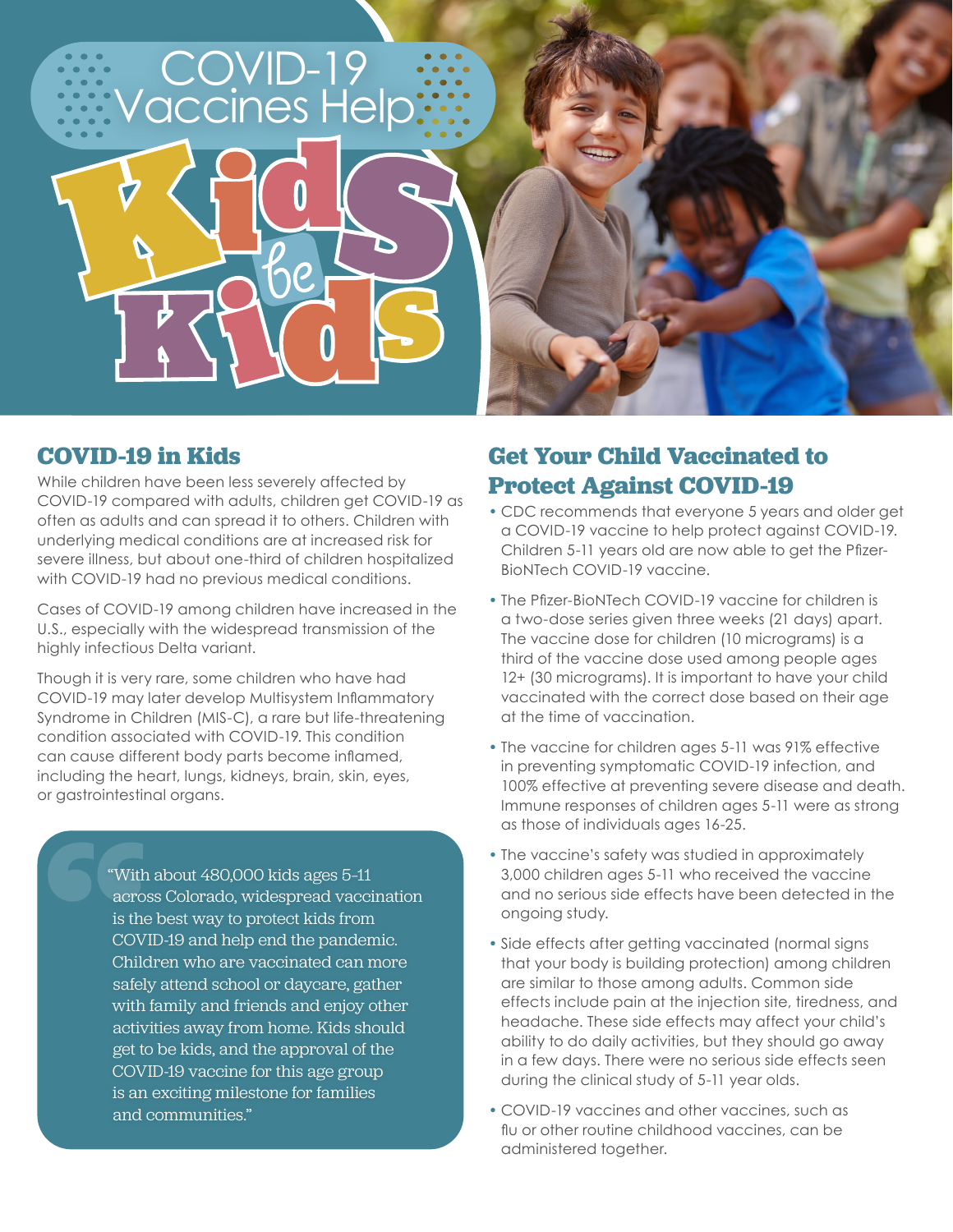# COVID-19 Vaccines Help Kids be Kids

## COVID-19 in Kids

While children have been less severely affected by COVID-19 compared with adults, children get COVID-19 as often as adults and can spread it to others. Children with underlying medical conditions are at increased risk for severe illness, but about one-third of children hospitalized with COVID-19 had no previous medical conditions.

Cases of COVID-19 among children have increased in the U.S., especially with the widespread transmission of the highly infectious Delta variant.

Though it is very rare, some children who have had COVID-19 may later develop Multisystem Inflammatory Syndrome in Children (MIS-C), a rare but life-threatening condition associated with COVID-19. This condition can cause different body parts become inflamed, including the heart, lungs, kidneys, brain, skin, eyes, or gastrointestinal organs.

> "With about 480,000 kids ages 5-11 across Colorado, widespread vaccination is the best way to protect kids from COVID-19 and help end the pandemic. Children who are vaccinated can more safely attend school or daycare, gather with family and friends and enjoy other activities away from home. Kids should get to be kids, and the approval of the COVID-19 vaccine for this age group is an exciting milestone for families and communities."

## Get Your Child Vaccinated to Protect Against COVID-19

- CDC recommends that everyone 5 years and older get a COVID-19 vaccine to help protect against COVID-19. Children 5-11 years old are now able to get the Pfizer-BioNTech COVID-19 vaccine.
- The Pfizer-BioNTech COVID-19 vaccine for children is a two-dose series given three weeks (21 days) apart. The vaccine dose for children (10 micrograms) is a third of the vaccine dose used among people ages 12+ (30 micrograms). It is important to have your child vaccinated with the correct dose based on their age at the time of vaccination.
- The vaccine for children ages 5-11 was 91% effective in preventing symptomatic COVID-19 infection, and 100% effective at preventing severe disease and death. Immune responses of children ages 5-11 were as strong as those of individuals ages 16-25.
- The vaccine's safety was studied in approximately 3,000 children ages 5-11 who received the vaccine and no serious side effects have been detected in the ongoing study.
- Side effects after getting vaccinated (normal signs that your body is building protection) among children are similar to those among adults. Common side effects include pain at the injection site, tiredness, and headache. These side effects may affect your child's ability to do daily activities, but they should go away in a few days. There were no serious side effects seen during the clinical study of 5-11 year olds.
- COVID-19 vaccines and other vaccines, such as flu or other routine childhood vaccines, can be administered together.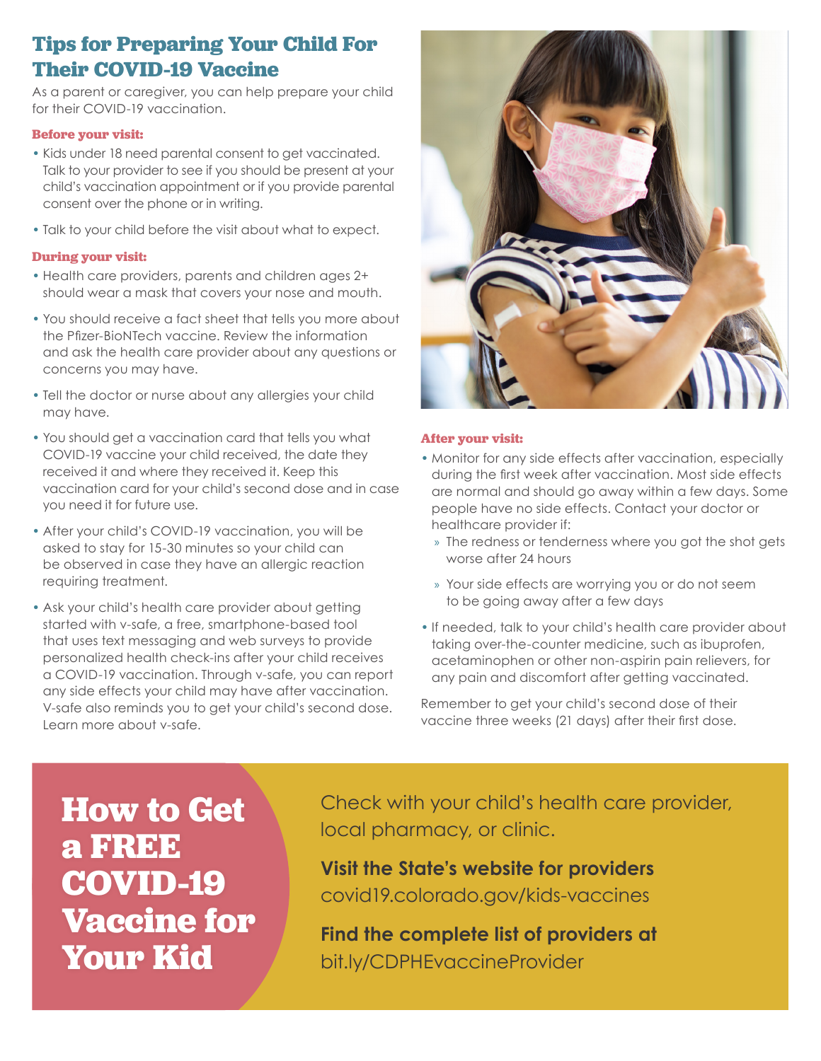## Tips for Preparing Your Child For Their COVID-19 Vaccine

As a parent or caregiver, you can help prepare your child for their COVID-19 vaccination.

### Before your visit:

- Kids under 18 need parental consent to get vaccinated. Talk to your provider to see if you should be present at your child's vaccination appointment or if you provide parental consent over the phone or in writing.
- Talk to your child before the visit about what to expect.

### During your visit:

- Health care providers, parents and children ages 2+ should wear a mask that covers your nose and mouth.
- You should receive a fact sheet that tells you more about the Pfizer-BioNTech vaccine. Review the information and ask the health care provider about any questions or concerns you may have.
- Tell the doctor or nurse about any allergies your child may have.
- You should get a vaccination card that tells you what COVID-19 vaccine your child received, the date they received it and where they received it. Keep this vaccination card for your child's second dose and in case you need it for future use.
- After your child's COVID-19 vaccination, you will be asked to stay for 15-30 minutes so your child can be observed in case they have an allergic reaction requiring treatment.
- Ask your child's health care provider about getting started with v-safe, a free, smartphone-based tool that uses text messaging and web surveys to provide personalized health check-ins after your child receives a COVID-19 vaccination. Through v-safe, you can report any side effects your child may have after vaccination. V-safe also reminds you to get your child's second dose. Learn more about v-safe.

### After your visit:

- Monitor for any side effects after vaccination, especially during the first week after vaccination. Most side effects are normal and should go away within a few days. Some people have no side effects. Contact your doctor or healthcare provider if:
  - The redness or tenderness where you got the shot gets worse after 24 hours
  - Your side effects are worrying you or do not seem to be going away after a few days
- If needed, talk to your child's health care provider about taking over-the-counter medicine, such as ibuprofen, acetaminophen or other non-aspirin pain relievers, for any pain and discomfort after getting vaccinated.

Remember to get your child's second dose of their vaccine three weeks (21 days) after their first dose.

## How to Get a FREE COVID-19 Vaccine for Your Kid

Check with your child's health care provider, local pharmacy, or clinic.

**Visit the State's website for providers**
covid19.colorado.gov/kids-vaccines

**Find the complete list of providers at**
bit.ly/CDPHEvaccineProvider